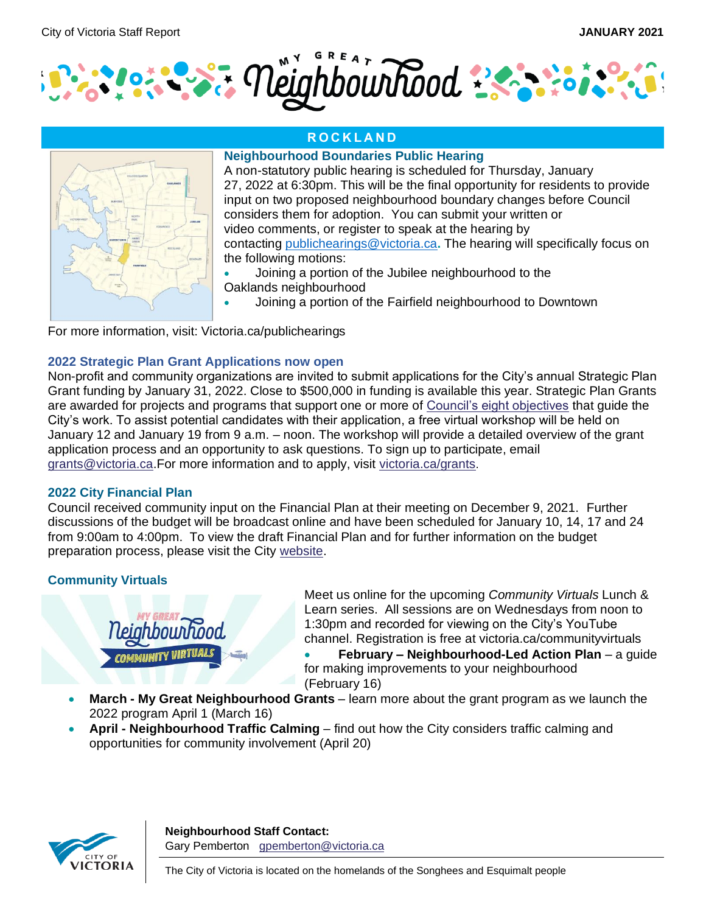City of Victoria Staff Report **JANUARY 2021**

# My Great Neighbourhood

## ROCKLAND

### Neighbourhood Boundaries Public Hearing

A non-statutory public hearing is scheduled for Thursday, January 27, 2022 at 6:30pm. This will be the final opportunity for residents to provide input on two proposed neighbourhood boundary changes before Council considers them for adoption. You can submit your written or video comments, or register to speak at the hearing by contacting publichearings@victoria.ca**.** The hearing will specifically focus on the following motions:

- Joining a portion of the Jubilee neighbourhood to the Oaklands neighbourhood
- Joining a portion of the Fairfield neighbourhood to Downtown

For more information, visit: Victoria.ca/publichearings

### 2022 Strategic Plan Grant Applications now open

Non-profit and community organizations are invited to submit applications for the City's annual Strategic Plan Grant funding by January 31, 2022. Close to $500,000 in funding is available this year. Strategic Plan Grants are awarded for projects and programs that support one or more of Council's eight objectives that guide the City's work. To assist potential candidates with their application, a free virtual workshop will be held on January 12 and January 19 from 9 a.m. – noon. The workshop will provide a detailed overview of the grant application process and an opportunity to ask questions. To sign up to participate, email grants@victoria.ca.For more information and to apply, visit victoria.ca/grants.

### 2022 City Financial Plan

Council received community input on the Financial Plan at their meeting on December 9, 2021. Further discussions of the budget will be broadcast online and have been scheduled for January 10, 14, 17 and 24 from 9:00am to 4:00pm. To view the draft Financial Plan and for further information on the budget preparation process, please visit the City website.

### Community Virtuals

Meet us online for the upcoming *Community Virtuals* Lunch & Learn series. All sessions are on Wednesdays from noon to 1:30pm and recorded for viewing on the City's YouTube channel. Registration is free at victoria.ca/communityvirtuals

- **February – Neighbourhood-Led Action Plan** – a guide for making improvements to your neighbourhood (February 16)
- **March - My Great Neighbourhood Grants** – learn more about the grant program as we launch the 2022 program April 1 (March 16)
- **April - Neighbourhood Traffic Calming** – find out how the City considers traffic calming and opportunities for community involvement (April 20)

**Neighbourhood Staff Contact:**
Gary Pemberton gpemberton@victoria.ca

The City of Victoria is located on the homelands of the Songhees and Esquimalt people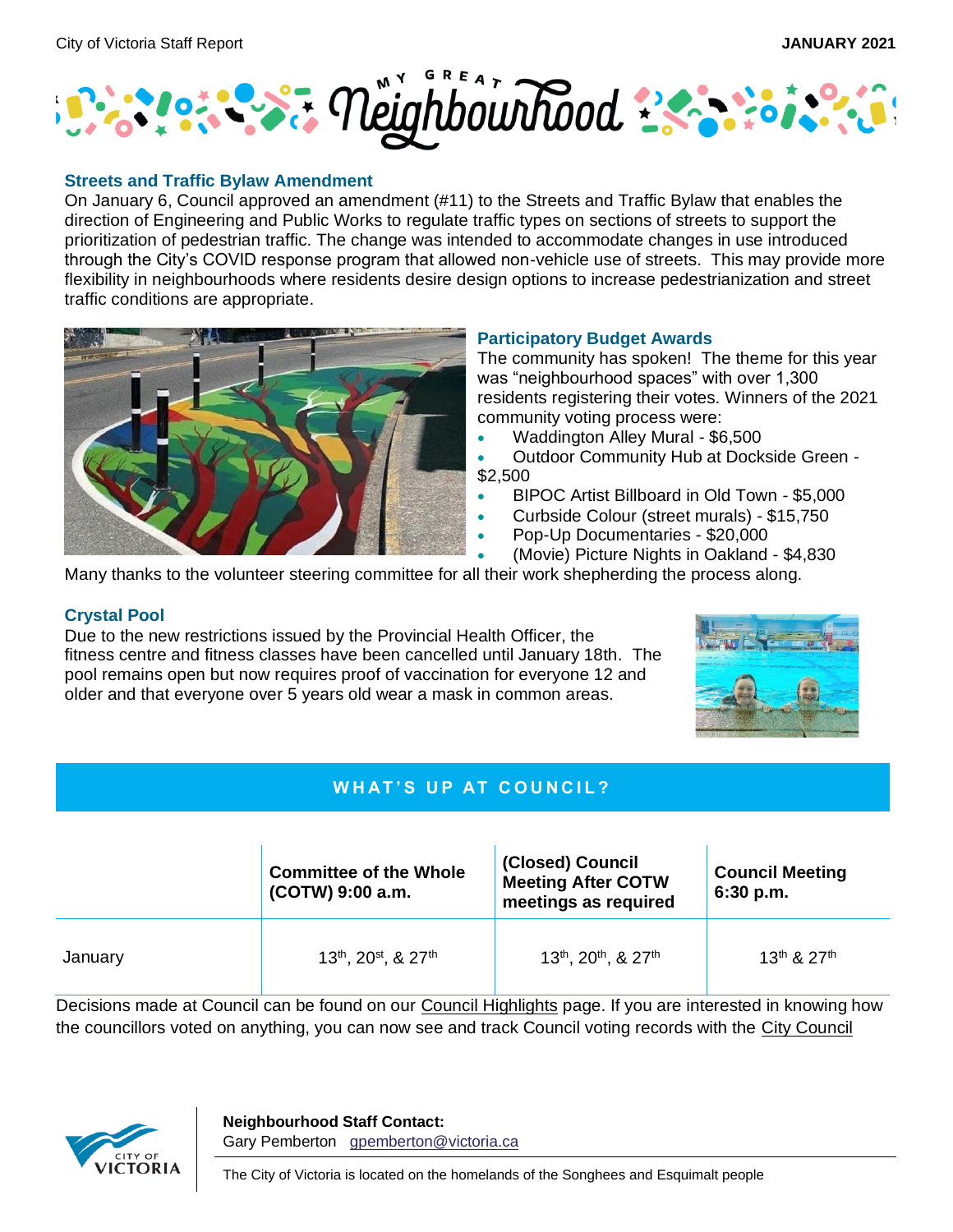## Streets and Traffic Bylaw Amendment

On January 6, Council approved an amendment (#11) to the Streets and Traffic Bylaw that enables the direction of Engineering and Public Works to regulate traffic types on sections of streets to support the prioritization of pedestrian traffic. The change was intended to accommodate changes in use introduced through the City's COVID response program that allowed non-vehicle use of streets. This may provide more flexibility in neighbourhoods where residents desire design options to increase pedestrianization and street traffic conditions are appropriate.

## Participatory Budget Awards

The community has spoken! The theme for this year was "neighbourhood spaces" with over 1,300 residents registering their votes. Winners of the 2021 community voting process were:

- Waddington Alley Mural - $6,500
- Outdoor Community Hub at Dockside Green - $2,500
- BIPOC Artist Billboard in Old Town - $5,000
- Curbside Colour (street murals) - $15,750
- Pop-Up Documentaries - $20,000
- (Movie) Picture Nights in Oakland - $4,830

Many thanks to the volunteer steering committee for all their work shepherding the process along.

## Crystal Pool

Due to the new restrictions issued by the Provincial Health Officer, the fitness centre and fitness classes have been cancelled until January 18th. The pool remains open but now requires proof of vaccination for everyone 12 and older and that everyone over 5 years old wear a mask in common areas.

## WHAT'S UP AT COUNCIL?

| | Committee of the Whole (COTW) 9:00 a.m. | (Closed) Council Meeting After COTW meetings as required | Council Meeting 6:30 p.m. |
|---|---|---|---|
| January | 13th, 20st, & 27th | 13th, 20th, & 27th | 13th & 27th |

Decisions made at Council can be found on our Council Highlights page. If you are interested in knowing how the councillors voted on anything, you can now see and track Council voting records with the City Council

**Neighbourhood Staff Contact:**
Gary Pemberton gpemberton@victoria.ca

The City of Victoria is located on the homelands of the Songhees and Esquimalt people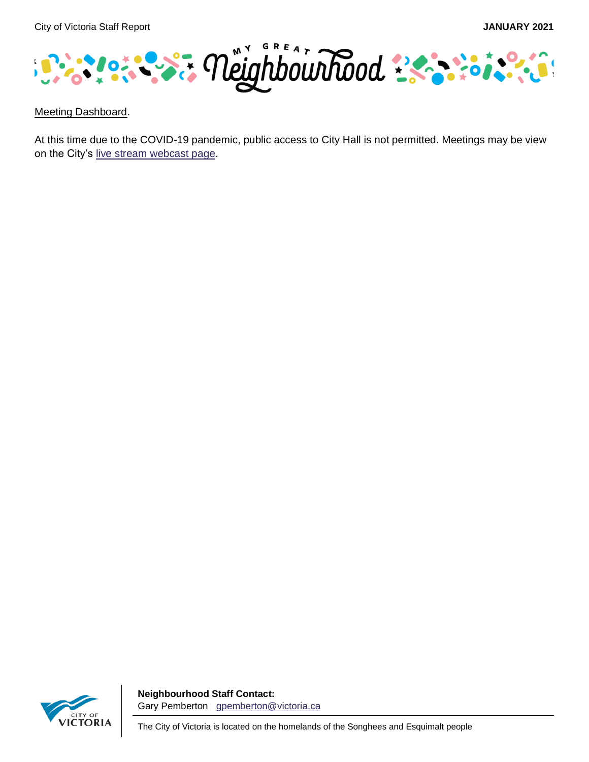Meeting Dashboard.

At this time due to the COVID-19 pandemic, public access to City Hall is not permitted. Meetings may be view on the City's live stream webcast page.

**Neighbourhood Staff Contact:**
Gary Pemberton gpemberton@victoria.ca

The City of Victoria is located on the homelands of the Songhees and Esquimalt people